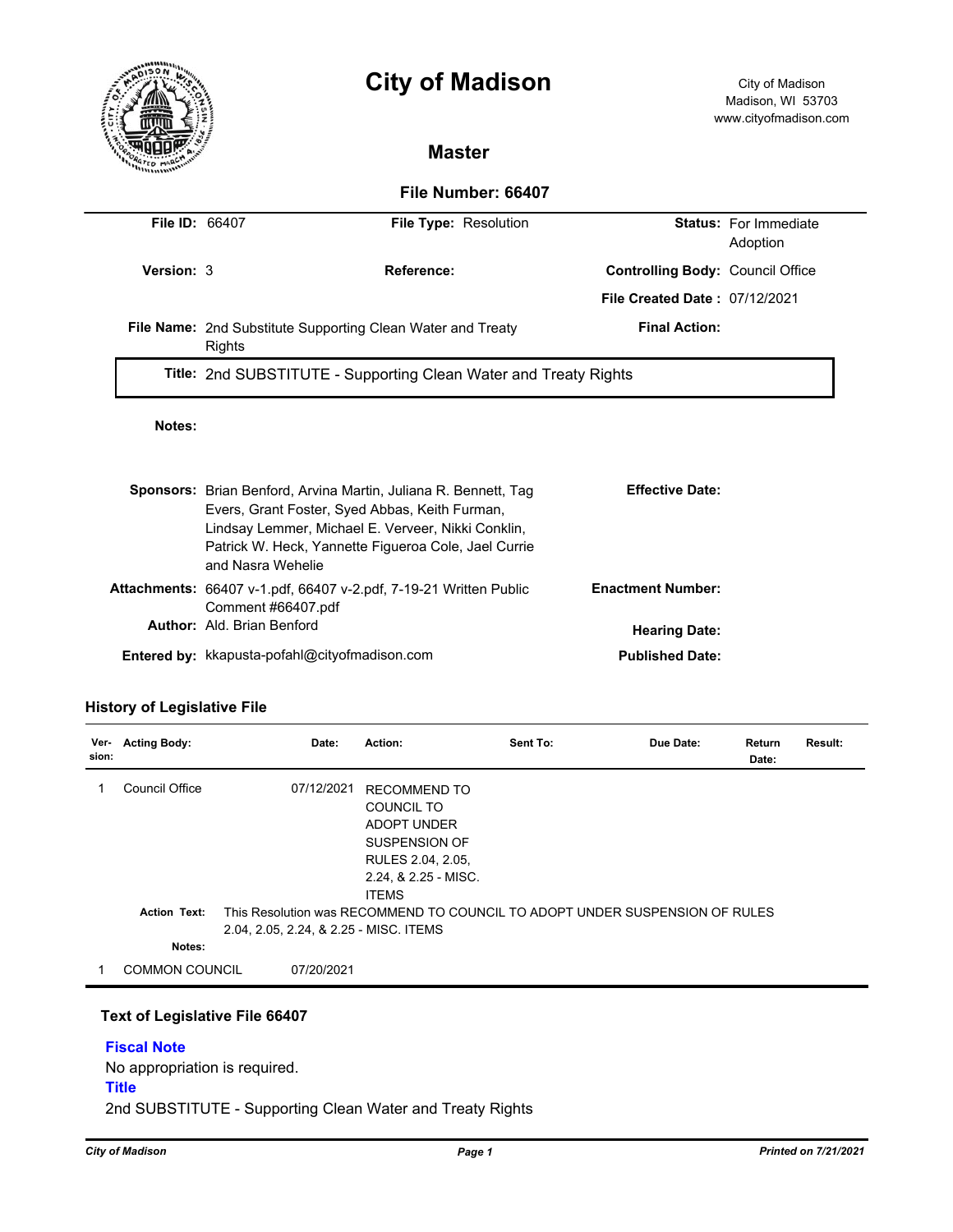# City of Madison

City of Madison
Madison, WI 53703
www.cityofmadison.com

## Master

### File Number: 66407

| | | | | | |
|---|---|---|---|---|---|
| **File ID:** | 66407 | **File Type:** | Resolution | **Status:** | For Immediate Adoption |
| **Version:** | 3 | **Reference:** | | **Controlling Body:** | Council Office |
| | | | | **File Created Date :** | 07/12/2021 |
| **File Name:** | 2nd Substitute Supporting Clean Water and Treaty Rights | | | **Final Action:** | |

**Title:** 2nd SUBSTITUTE - Supporting Clean Water and Treaty Rights

**Notes:**

**Sponsors:** Brian Benford, Arvina Martin, Juliana R. Bennett, Tag Evers, Grant Foster, Syed Abbas, Keith Furman, Lindsay Lemmer, Michael E. Verveer, Nikki Conklin, Patrick W. Heck, Yannette Figueroa Cole, Jael Currie and Nasra Wehelie

**Effective Date:**

**Attachments:** 66407 v-1.pdf, 66407 v-2.pdf, 7-19-21 Written Public Comment #66407.pdf

**Enactment Number:**

**Author:** Ald. Brian Benford

**Hearing Date:**

**Entered by:** kkapusta-pofahl@cityofmadison.com

**Published Date:**

## History of Legislative File

| Ver-sion: | Acting Body: | Date: | Action: | Sent To: | Due Date: | Return Date: | Result: |
|---|---|---|---|---|---|---|---|
| 1 | Council Office | 07/12/2021 | RECOMMEND TO COUNCIL TO ADOPT UNDER SUSPENSION OF RULES 2.04, 2.05, 2.24, & 2.25 - MISC. ITEMS | | | | |

**Action Text:** This Resolution was RECOMMEND TO COUNCIL TO ADOPT UNDER SUSPENSION OF RULES 2.04, 2.05, 2.24, & 2.25 - MISC. ITEMS

**Notes:**

| Ver-sion: | Acting Body: | Date: | Action: | Sent To: | Due Date: | Return Date: | Result: |
|---|---|---|---|---|---|---|---|
| 1 | COMMON COUNCIL | 07/20/2021 | | | | | |

## Text of Legislative File 66407

**Fiscal Note**

No appropriation is required.

**Title**

2nd SUBSTITUTE - Supporting Clean Water and Treaty Rights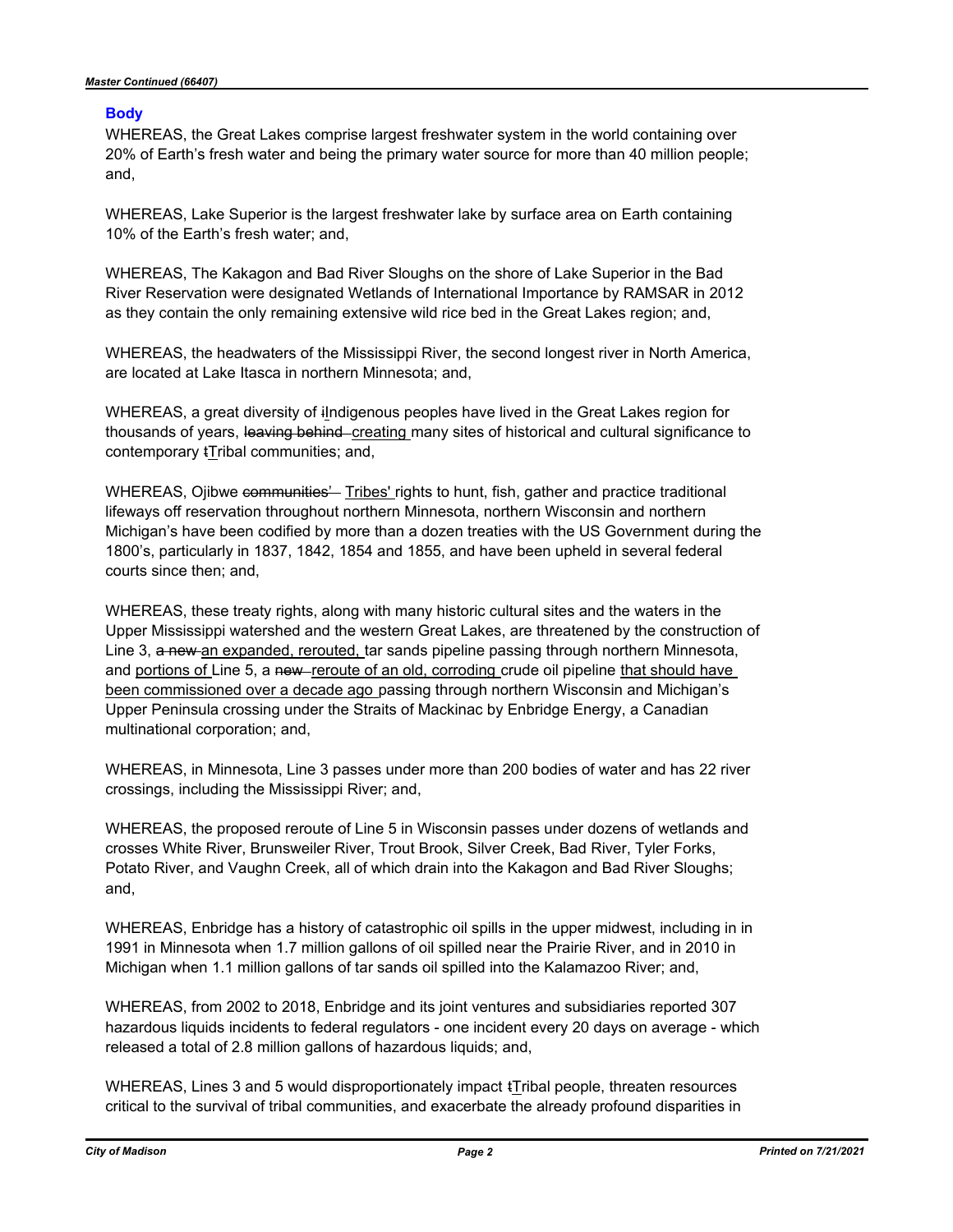## Body

WHEREAS, the Great Lakes comprise largest freshwater system in the world containing over 20% of Earth's fresh water and being the primary water source for more than 40 million people; and,

WHEREAS, Lake Superior is the largest freshwater lake by surface area on Earth containing 10% of the Earth's fresh water; and,

WHEREAS, The Kakagon and Bad River Sloughs on the shore of Lake Superior in the Bad River Reservation were designated Wetlands of International Importance by RAMSAR in 2012 as they contain the only remaining extensive wild rice bed in the Great Lakes region; and,

WHEREAS, the headwaters of the Mississippi River, the second longest river in North America, are located at Lake Itasca in northern Minnesota; and,

WHEREAS, a great diversity of ~~i~~<u>I</u>ndigenous peoples have lived in the Great Lakes region for thousands of years, ~~leaving behind~~ <u>creating</u> many sites of historical and cultural significance to contemporary ~~t~~<u>T</u>ribal communities; and,

WHEREAS, Ojibwe ~~communities'~~ <u>Tribes'</u> rights to hunt, fish, gather and practice traditional lifeways off reservation throughout northern Minnesota, northern Wisconsin and northern Michigan's have been codified by more than a dozen treaties with the US Government during the 1800's, particularly in 1837, 1842, 1854 and 1855, and have been upheld in several federal courts since then; and,

WHEREAS, these treaty rights, along with many historic cultural sites and the waters in the Upper Mississippi watershed and the western Great Lakes, are threatened by the construction of Line 3, ~~a new~~ <u>an expanded, rerouted,</u> tar sands pipeline passing through northern Minnesota, and <u>portions of</u> Line 5, a ~~new~~ <u>reroute of an old, corroding</u> crude oil pipeline <u>that should have been commissioned over a decade ago</u> passing through northern Wisconsin and Michigan's Upper Peninsula crossing under the Straits of Mackinac by Enbridge Energy, a Canadian multinational corporation; and,

WHEREAS, in Minnesota, Line 3 passes under more than 200 bodies of water and has 22 river crossings, including the Mississippi River; and,

WHEREAS, the proposed reroute of Line 5 in Wisconsin passes under dozens of wetlands and crosses White River, Brunsweiler River, Trout Brook, Silver Creek, Bad River, Tyler Forks, Potato River, and Vaughn Creek, all of which drain into the Kakagon and Bad River Sloughs; and,

WHEREAS, Enbridge has a history of catastrophic oil spills in the upper midwest, including in in 1991 in Minnesota when 1.7 million gallons of oil spilled near the Prairie River, and in 2010 in Michigan when 1.1 million gallons of tar sands oil spilled into the Kalamazoo River; and,

WHEREAS, from 2002 to 2018, Enbridge and its joint ventures and subsidiaries reported 307 hazardous liquids incidents to federal regulators - one incident every 20 days on average - which released a total of 2.8 million gallons of hazardous liquids; and,

WHEREAS, Lines 3 and 5 would disproportionately impact ~~t~~<u>T</u>ribal people, threaten resources critical to the survival of tribal communities, and exacerbate the already profound disparities in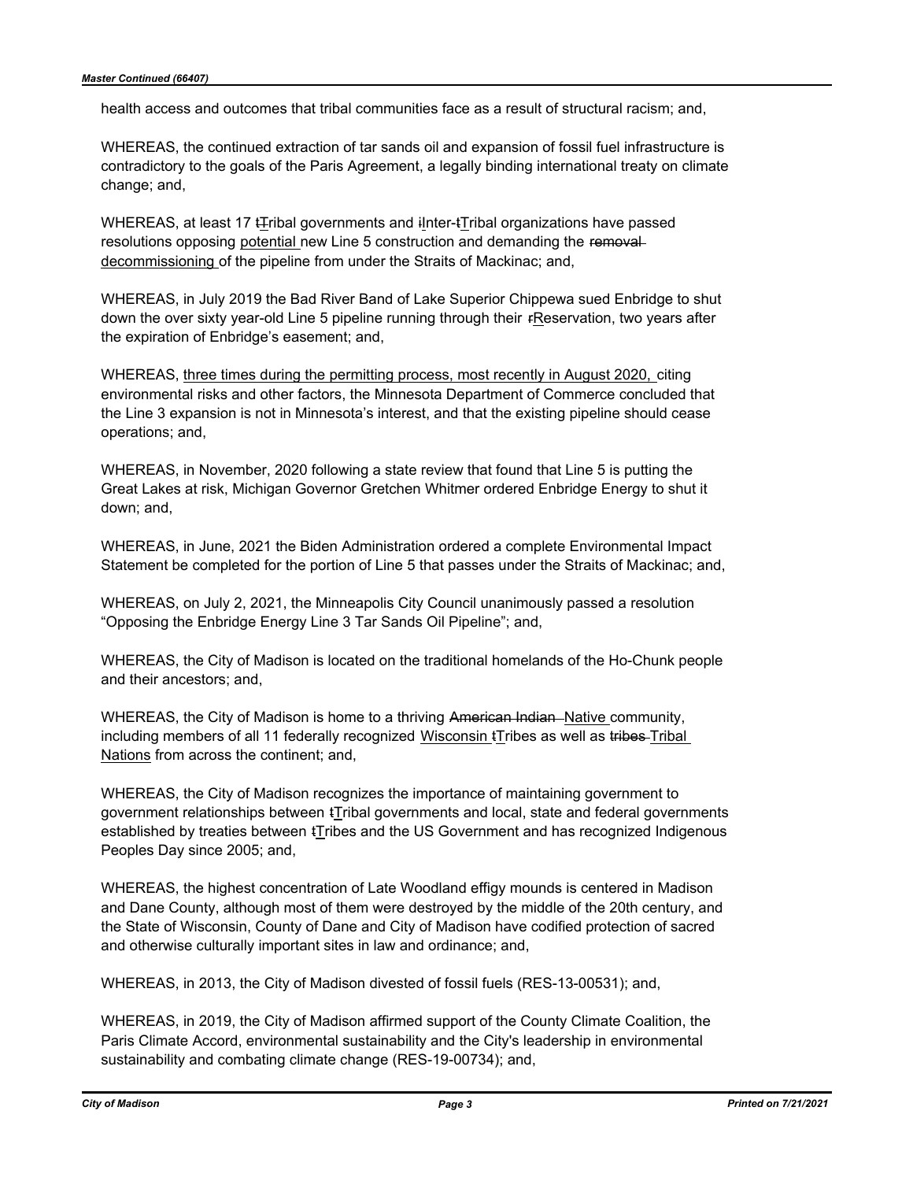health access and outcomes that tribal communities face as a result of structural racism; and,

WHEREAS, the continued extraction of tar sands oil and expansion of fossil fuel infrastructure is contradictory to the goals of the Paris Agreement, a legally binding international treaty on climate change; and,

WHEREAS, at least 17 ~~t~~<u>T</u>ribal governments and ~~i~~<u>I</u>nter-~~t~~<u>T</u>ribal organizations have passed resolutions opposing <u>potential</u> new Line 5 construction and demanding the ~~removal~~ <u>decommissioning</u> of the pipeline from under the Straits of Mackinac; and,

WHEREAS, in July 2019 the Bad River Band of Lake Superior Chippewa sued Enbridge to shut down the over sixty year-old Line 5 pipeline running through their ~~r~~<u>R</u>eservation, two years after the expiration of Enbridge's easement; and,

WHEREAS, <u>three times during the permitting process, most recently in August 2020,</u> citing environmental risks and other factors, the Minnesota Department of Commerce concluded that the Line 3 expansion is not in Minnesota's interest, and that the existing pipeline should cease operations; and,

WHEREAS, in November, 2020 following a state review that found that Line 5 is putting the Great Lakes at risk, Michigan Governor Gretchen Whitmer ordered Enbridge Energy to shut it down; and,

WHEREAS, in June, 2021 the Biden Administration ordered a complete Environmental Impact Statement be completed for the portion of Line 5 that passes under the Straits of Mackinac; and,

WHEREAS, on July 2, 2021, the Minneapolis City Council unanimously passed a resolution "Opposing the Enbridge Energy Line 3 Tar Sands Oil Pipeline"; and,

WHEREAS, the City of Madison is located on the traditional homelands of the Ho-Chunk people and their ancestors; and,

WHEREAS, the City of Madison is home to a thriving ~~American Indian~~ <u>Native</u> community, including members of all 11 federally recognized <u>Wisconsin</u> ~~t~~<u>T</u>ribes as well as ~~tribes~~ <u>Tribal Nations</u> from across the continent; and,

WHEREAS, the City of Madison recognizes the importance of maintaining government to government relationships between ~~t~~<u>T</u>ribal governments and local, state and federal governments established by treaties between ~~t~~<u>T</u>ribes and the US Government and has recognized Indigenous Peoples Day since 2005; and,

WHEREAS, the highest concentration of Late Woodland effigy mounds is centered in Madison and Dane County, although most of them were destroyed by the middle of the 20th century, and the State of Wisconsin, County of Dane and City of Madison have codified protection of sacred and otherwise culturally important sites in law and ordinance; and,

WHEREAS, in 2013, the City of Madison divested of fossil fuels (RES-13-00531); and,

WHEREAS, in 2019, the City of Madison affirmed support of the County Climate Coalition, the Paris Climate Accord, environmental sustainability and the City's leadership in environmental sustainability and combating climate change (RES-19-00734); and,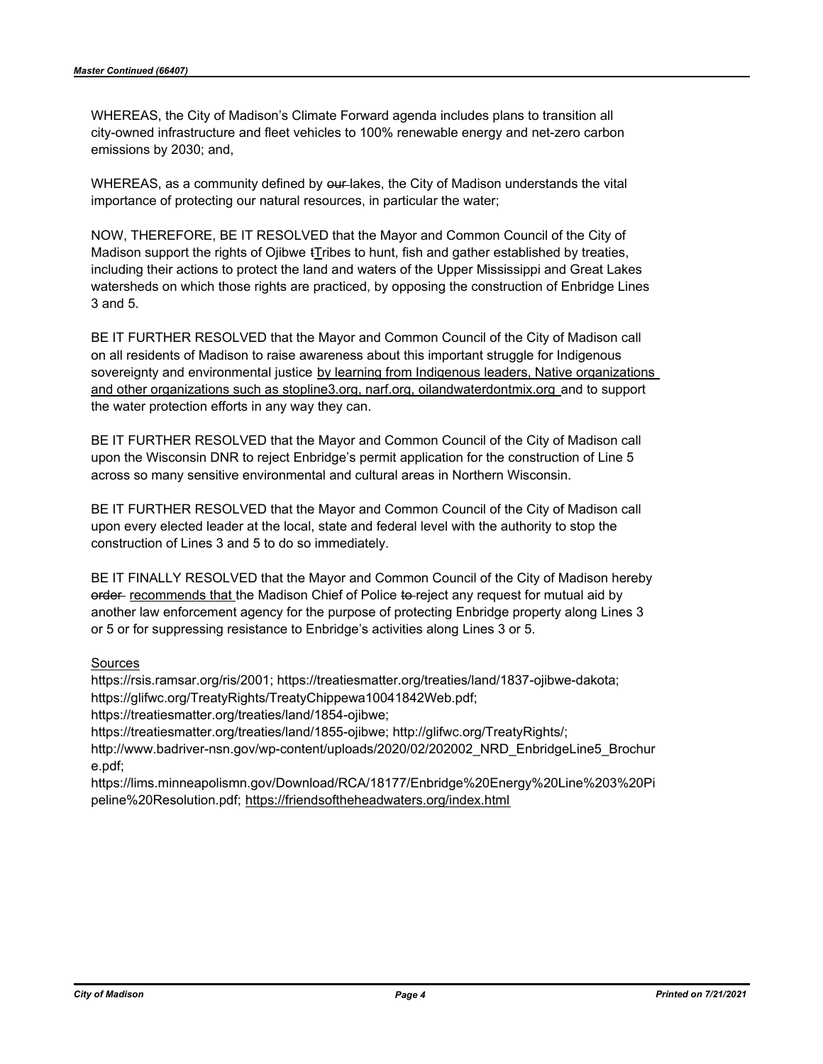WHEREAS, the City of Madison's Climate Forward agenda includes plans to transition all city-owned infrastructure and fleet vehicles to 100% renewable energy and net-zero carbon emissions by 2030; and,

WHEREAS, as a community defined by ~~our~~ lakes, the City of Madison understands the vital importance of protecting our natural resources, in particular the water;

NOW, THEREFORE, BE IT RESOLVED that the Mayor and Common Council of the City of Madison support the rights of Ojibwe ~~t~~<u>T</u>ribes to hunt, fish and gather established by treaties, including their actions to protect the land and waters of the Upper Mississippi and Great Lakes watersheds on which those rights are practiced, by opposing the construction of Enbridge Lines 3 and 5.

BE IT FURTHER RESOLVED that the Mayor and Common Council of the City of Madison call on all residents of Madison to raise awareness about this important struggle for Indigenous sovereignty and environmental justice <u>by learning from Indigenous leaders, Native organizations and other organizations such as stopline3.org, narf.org, oilandwaterdontmix.org</u> and to support the water protection efforts in any way they can.

BE IT FURTHER RESOLVED that the Mayor and Common Council of the City of Madison call upon the Wisconsin DNR to reject Enbridge's permit application for the construction of Line 5 across so many sensitive environmental and cultural areas in Northern Wisconsin.

BE IT FURTHER RESOLVED that the Mayor and Common Council of the City of Madison call upon every elected leader at the local, state and federal level with the authority to stop the construction of Lines 3 and 5 to do so immediately.

BE IT FINALLY RESOLVED that the Mayor and Common Council of the City of Madison hereby ~~order~~ <u>recommends that</u> the Madison Chief of Police ~~to~~ reject any request for mutual aid by another law enforcement agency for the purpose of protecting Enbridge property along Lines 3 or 5 or for suppressing resistance to Enbridge's activities along Lines 3 or 5.

<u>Sources</u>

https://rsis.ramsar.org/ris/2001; https://treatiesmatter.org/treaties/land/1837-ojibwe-dakota; https://glifwc.org/TreatyRights/TreatyChippewa10041842Web.pdf; https://treatiesmatter.org/treaties/land/1854-ojibwe; https://treatiesmatter.org/treaties/land/1855-ojibwe; http://glifwc.org/TreatyRights/; http://www.badriver-nsn.gov/wp-content/uploads/2020/02/202002_NRD_EnbridgeLine5_Brochure.pdf; https://lims.minneapolismn.gov/Download/RCA/18177/Enbridge%20Energy%20Line%203%20Pipeline%20Resolution.pdf; <u>https://friendsoftheheadwaters.org/index.html</u>